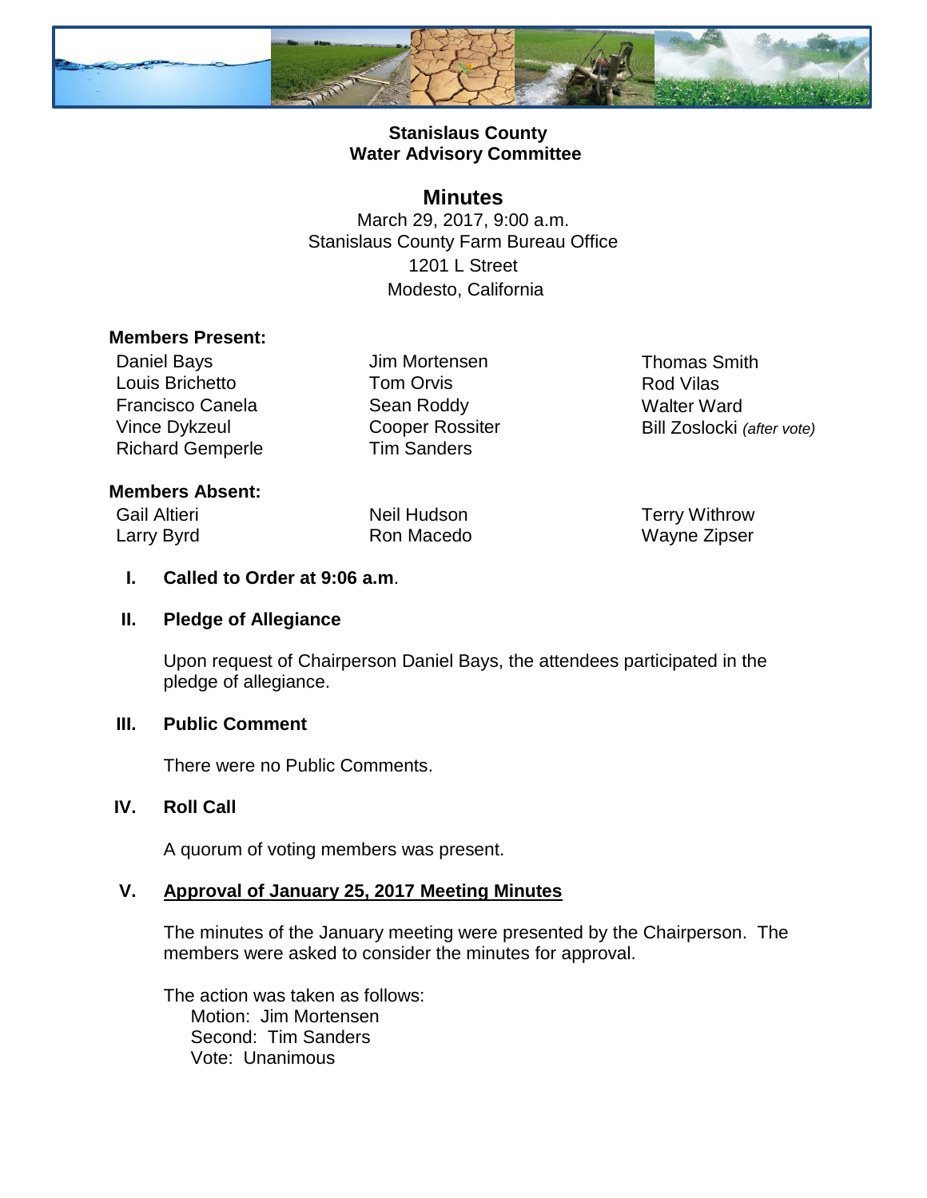# Stanislaus County
# Water Advisory Committee

## Minutes

March 29, 2017, 9:00 a.m.
Stanislaus County Farm Bureau Office
1201 L Street
Modesto, California

**Members Present:**

Daniel Bays
Louis Brichetto
Francisco Canela
Vince Dykzeul
Richard Gemperle
Jim Mortensen
Tom Orvis
Sean Roddy
Cooper Rossiter
Tim Sanders
Thomas Smith
Rod Vilas
Walter Ward
Bill Zoslocki *(after vote)*

**Members Absent:**

Gail Altieri
Larry Byrd
Neil Hudson
Ron Macedo
Terry Withrow
Wayne Zipser

**I. Called to Order at 9:06 a.m**.

**II. Pledge of Allegiance**

Upon request of Chairperson Daniel Bays, the attendees participated in the pledge of allegiance.

**III. Public Comment**

There were no Public Comments.

**IV. Roll Call**

A quorum of voting members was present.

**V. Approval of January 25, 2017 Meeting Minutes**

The minutes of the January meeting were presented by the Chairperson. The members were asked to consider the minutes for approval.

The action was taken as follows:
Motion: Jim Mortensen
Second: Tim Sanders
Vote: Unanimous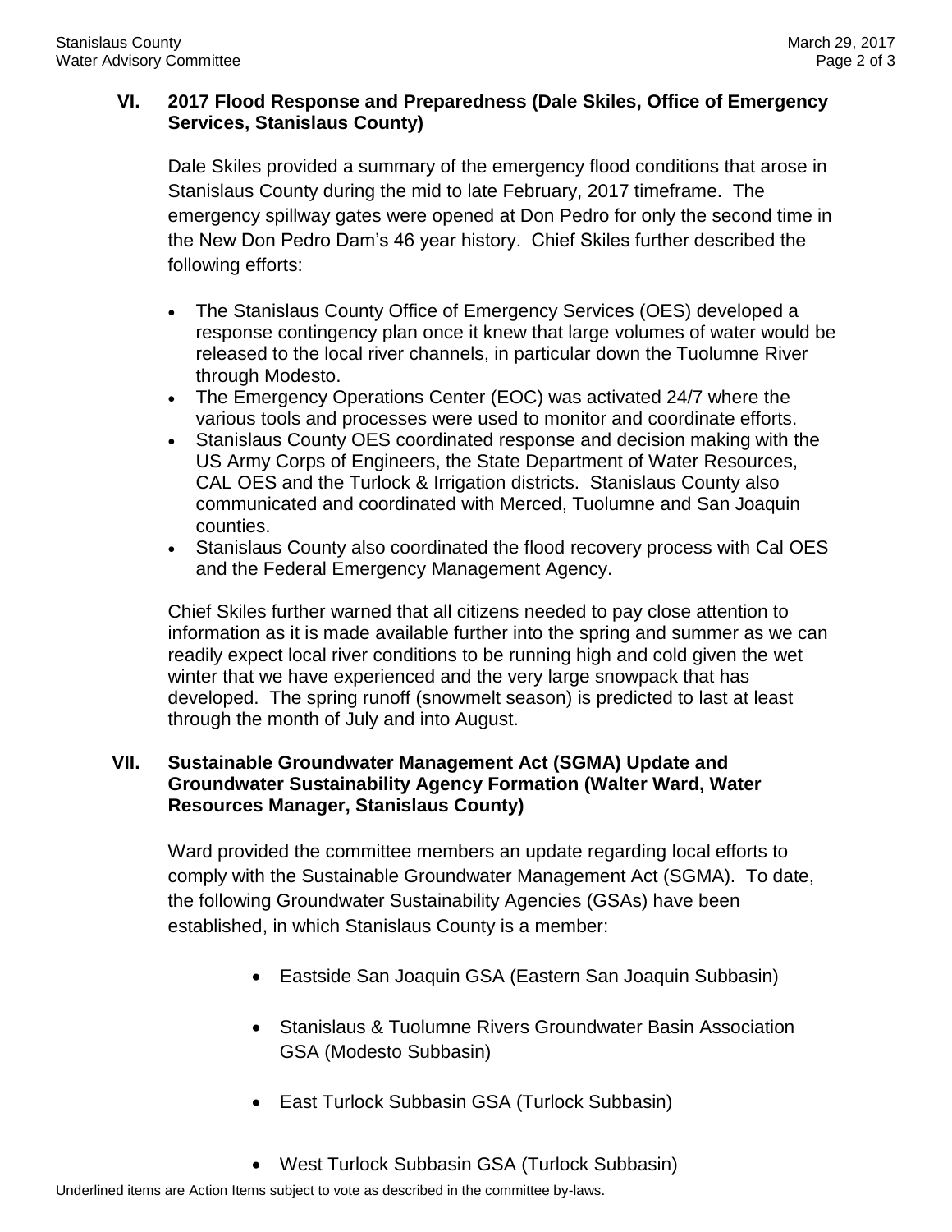## VI. 2017 Flood Response and Preparedness (Dale Skiles, Office of Emergency Services, Stanislaus County)

Dale Skiles provided a summary of the emergency flood conditions that arose in Stanislaus County during the mid to late February, 2017 timeframe. The emergency spillway gates were opened at Don Pedro for only the second time in the New Don Pedro Dam's 46 year history. Chief Skiles further described the following efforts:

- The Stanislaus County Office of Emergency Services (OES) developed a response contingency plan once it knew that large volumes of water would be released to the local river channels, in particular down the Tuolumne River through Modesto.
- The Emergency Operations Center (EOC) was activated 24/7 where the various tools and processes were used to monitor and coordinate efforts.
- Stanislaus County OES coordinated response and decision making with the US Army Corps of Engineers, the State Department of Water Resources, CAL OES and the Turlock & Irrigation districts. Stanislaus County also communicated and coordinated with Merced, Tuolumne and San Joaquin counties.
- Stanislaus County also coordinated the flood recovery process with Cal OES and the Federal Emergency Management Agency.

Chief Skiles further warned that all citizens needed to pay close attention to information as it is made available further into the spring and summer as we can readily expect local river conditions to be running high and cold given the wet winter that we have experienced and the very large snowpack that has developed. The spring runoff (snowmelt season) is predicted to last at least through the month of July and into August.

## VII. Sustainable Groundwater Management Act (SGMA) Update and Groundwater Sustainability Agency Formation (Walter Ward, Water Resources Manager, Stanislaus County)

Ward provided the committee members an update regarding local efforts to comply with the Sustainable Groundwater Management Act (SGMA). To date, the following Groundwater Sustainability Agencies (GSAs) have been established, in which Stanislaus County is a member:

- Eastside San Joaquin GSA (Eastern San Joaquin Subbasin)
- Stanislaus & Tuolumne Rivers Groundwater Basin Association GSA (Modesto Subbasin)
- East Turlock Subbasin GSA (Turlock Subbasin)
- West Turlock Subbasin GSA (Turlock Subbasin)

Underlined items are Action Items subject to vote as described in the committee by-laws.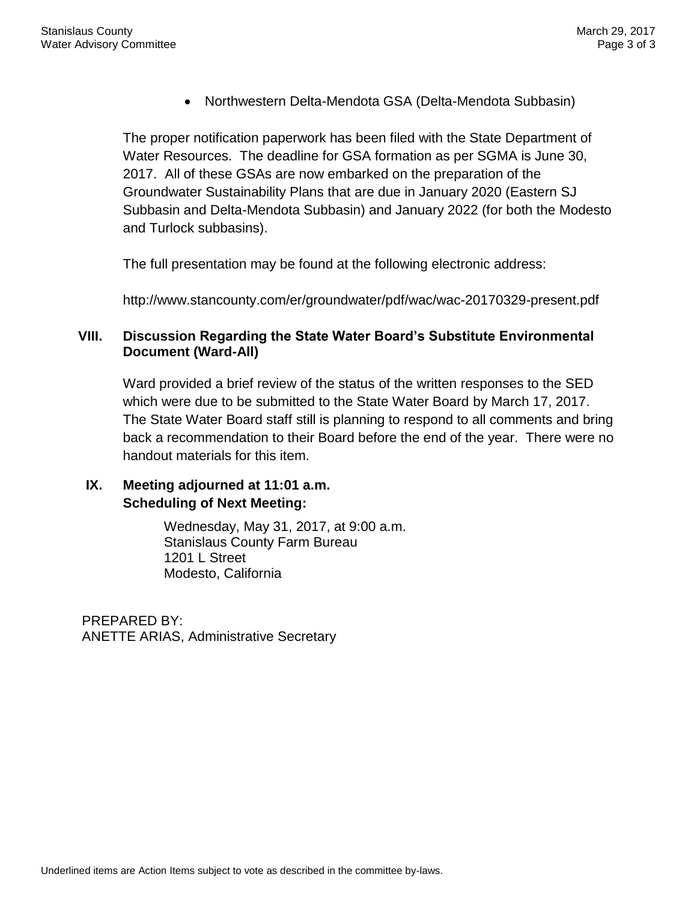- Northwestern Delta-Mendota GSA (Delta-Mendota Subbasin)

The proper notification paperwork has been filed with the State Department of Water Resources. The deadline for GSA formation as per SGMA is June 30, 2017. All of these GSAs are now embarked on the preparation of the Groundwater Sustainability Plans that are due in January 2020 (Eastern SJ Subbasin and Delta-Mendota Subbasin) and January 2022 (for both the Modesto and Turlock subbasins).

The full presentation may be found at the following electronic address:

http://www.stancounty.com/er/groundwater/pdf/wac/wac-20170329-present.pdf

**VIII. Discussion Regarding the State Water Board's Substitute Environmental Document (Ward-All)**

Ward provided a brief review of the status of the written responses to the SED which were due to be submitted to the State Water Board by March 17, 2017. The State Water Board staff still is planning to respond to all comments and bring back a recommendation to their Board before the end of the year. There were no handout materials for this item.

**IX. Meeting adjourned at 11:01 a.m.**
**Scheduling of Next Meeting:**

Wednesday, May 31, 2017, at 9:00 a.m.
Stanislaus County Farm Bureau
1201 L Street
Modesto, California

PREPARED BY:
ANETTE ARIAS, Administrative Secretary

Underlined items are Action Items subject to vote as described in the committee by-laws.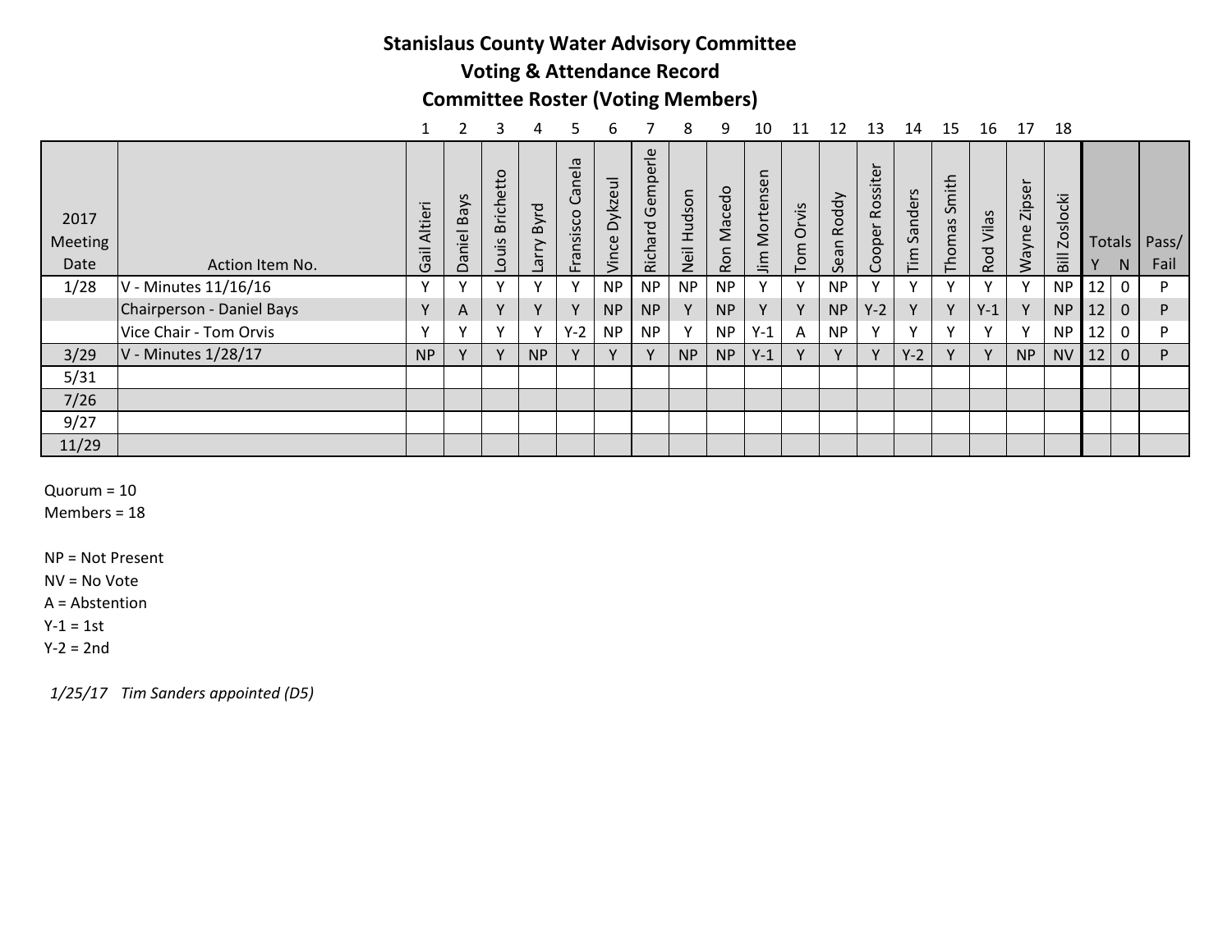# Stanislaus County Water Advisory Committee

## Voting & Attendance Record

## Committee Roster (Voting Members)

| | | 1 | 2 | 3 | 4 | 5 | 6 | 7 | 8 | 9 | 10 | 11 | 12 | 13 | 14 | 15 | 16 | 17 | 18 | | | |
|---|---|---|---|---|---|---|---|---|---|---|---|---|---|---|---|---|---|---|---|---|---|---|
| 2017 Meeting Date | Action Item No. | Gail Altieri | Daniel Bays | Louis Brichetto | Larry Byrd | Fransisco Canela | Vince Dykzeul | Richard Gemperle | Neil Hudson | Ron Macedo | Jim Mortensen | Tom Orvis | Sean Roddy | Cooper Rossiter | Tim Sanders | Thomas Smith | Rod Vilas | Wayne Zipser | Bill Zoslocki | Totals Y | Totals N | Pass/ Fail |
| 1/28 | V - Minutes 11/16/16 | Y | Y | Y | Y | Y | NP | NP | NP | NP | Y | Y | NP | Y | Y | Y | Y | Y | NP | 12 | 0 | P |
| | Chairperson - Daniel Bays | Y | A | Y | Y | Y | NP | NP | Y | NP | Y | Y | NP | Y-2 | Y | Y | Y-1 | Y | NP | 12 | 0 | P |
| | Vice Chair - Tom Orvis | Y | Y | Y | Y | Y-2 | NP | NP | Y | NP | Y-1 | A | NP | Y | Y | Y | Y | Y | NP | 12 | 0 | P |
| 3/29 | V - Minutes 1/28/17 | NP | Y | Y | NP | Y | Y | Y | NP | NP | Y-1 | Y | Y | Y | Y-2 | Y | Y | NP | NV | 12 | 0 | P |
| 5/31 | | | | | | | | | | | | | | | | | | | | | | |
| 7/26 | | | | | | | | | | | | | | | | | | | | | | |
| 9/27 | | | | | | | | | | | | | | | | | | | | | | |
| 11/29 | | | | | | | | | | | | | | | | | | | | | | |

Quorum = 10
Members = 18

NP = Not Present
NV = No Vote
A = Abstention
Y-1 = 1st
Y-2 = 2nd

*1/25/17 Tim Sanders appointed (D5)*